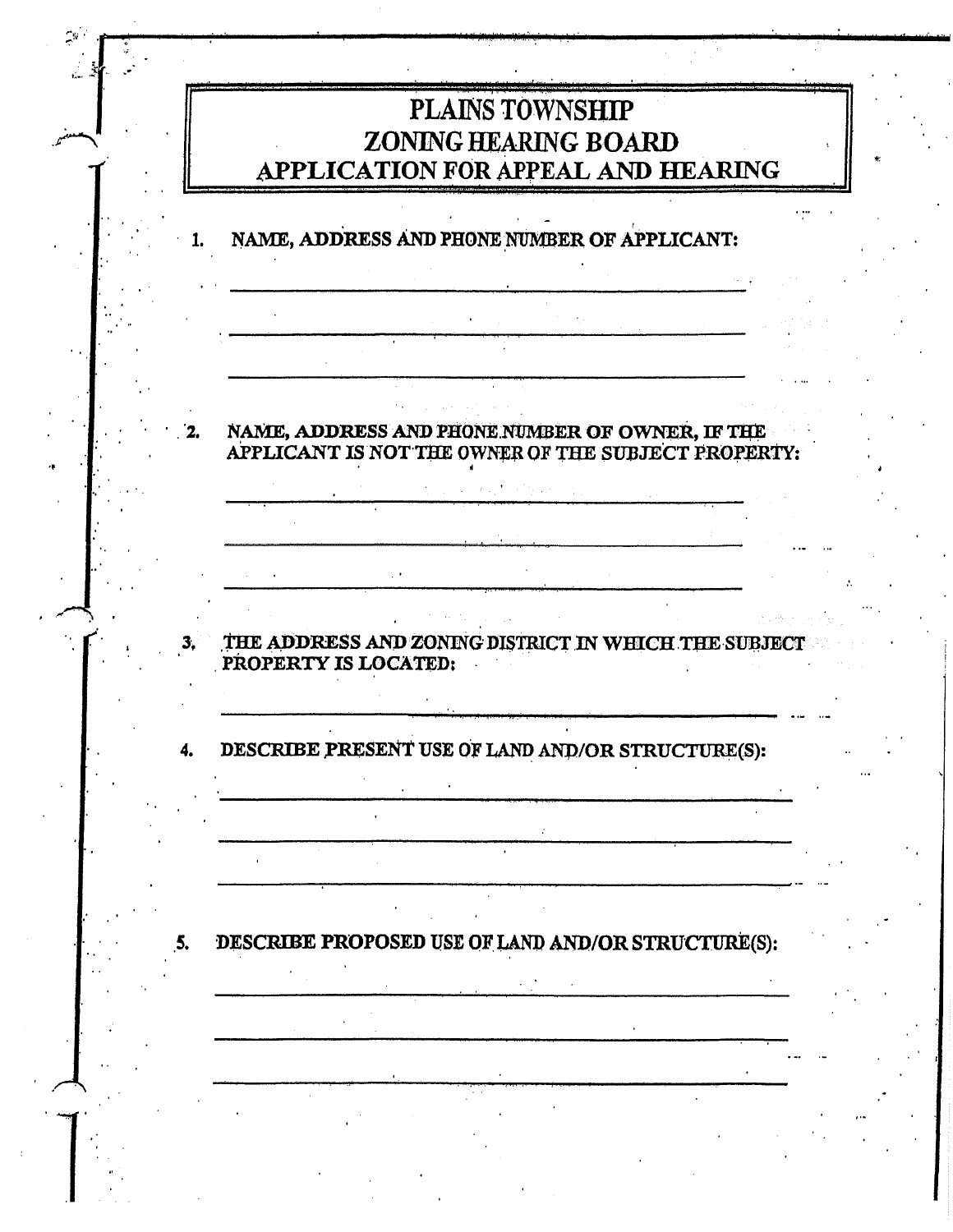# PLAINS TOWNSHIP
# ZONING HEARING BOARD
## APPLICATION FOR APPEAL AND HEARING

1. **NAME, ADDRESS AND PHONE NUMBER OF APPLICANT:**

_______________________________________________

_______________________________________________

_______________________________________________

2. **NAME, ADDRESS AND PHONE NUMBER OF OWNER, IF THE APPLICANT IS NOT THE OWNER OF THE SUBJECT PROPERTY:**

_______________________________________________

_______________________________________________

_______________________________________________

3. **THE ADDRESS AND ZONING DISTRICT IN WHICH THE SUBJECT PROPERTY IS LOCATED:**

_______________________________________________

4. **DESCRIBE PRESENT USE OF LAND AND/OR STRUCTURE(S):**

_______________________________________________

_______________________________________________

_______________________________________________

5. **DESCRIBE PROPOSED USE OF LAND AND/OR STRUCTURE(S):**

_______________________________________________

_______________________________________________

_______________________________________________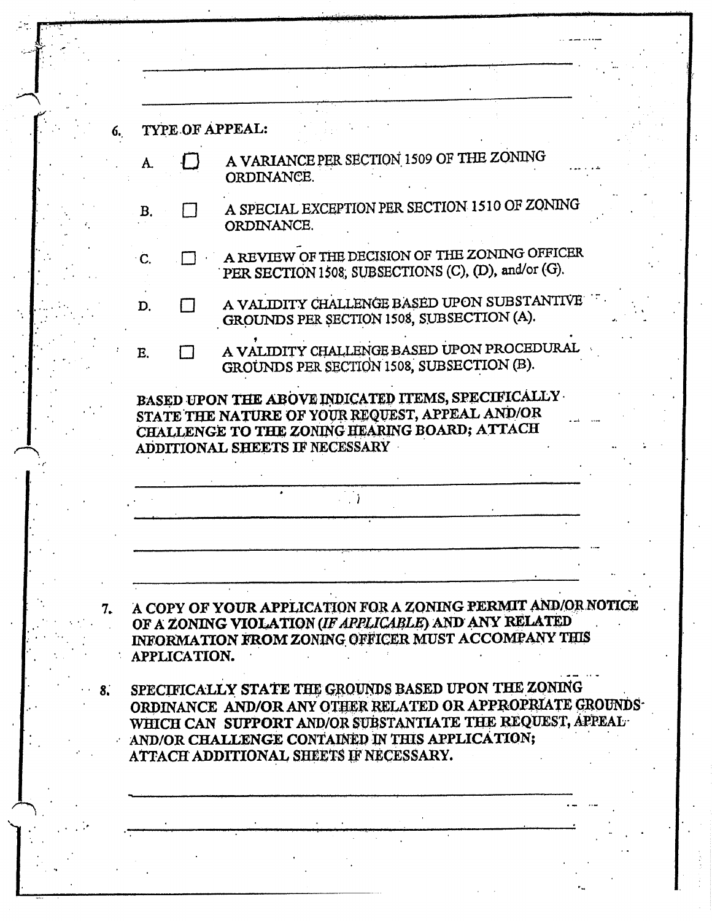______________________________________________

______________________________________________

6. TYPE OF APPEAL:

   A. ☐ A VARIANCE PER SECTION 1509 OF THE ZONING ORDINANCE.

   B. ☐ A SPECIAL EXCEPTION PER SECTION 1510 OF ZONING ORDINANCE.

   C. ☐ A REVIEW OF THE DECISION OF THE ZONING OFFICER PER SECTION 1508, SUBSECTIONS (C), (D), and/or (G).

   D. ☐ A VALIDITY CHALLENGE BASED UPON SUBSTANTIVE GROUNDS PER SECTION 1508, SUBSECTION (A).

   E. ☐ A VALIDITY CHALLENGE BASED UPON PROCEDURAL GROUNDS PER SECTION 1508, SUBSECTION (B).

   **BASED UPON THE ABOVE INDICATED ITEMS, SPECIFICALLY STATE THE NATURE OF YOUR REQUEST, APPEAL AND/OR CHALLENGE TO THE ZONING HEARING BOARD; ATTACH ADDITIONAL SHEETS IF NECESSARY**

   ______________________________________________

   ______________________________________________

   ______________________________________________

   ______________________________________________

7. **A COPY OF YOUR APPLICATION FOR A ZONING PERMIT AND/OR NOTICE OF A ZONING VIOLATION (*IF APPLICABLE*) AND ANY RELATED INFORMATION FROM ZONING OFFICER MUST ACCOMPANY THIS APPLICATION.**

8. **SPECIFICALLY STATE THE GROUNDS BASED UPON THE ZONING ORDINANCE AND/OR ANY OTHER RELATED OR APPROPRIATE GROUNDS WHICH CAN SUPPORT AND/OR SUBSTANTIATE THE REQUEST, APPEAL AND/OR CHALLENGE CONTAINED IN THIS APPLICATION; ATTACH ADDITIONAL SHEETS IF NECESSARY.**

   ______________________________________________

   ______________________________________________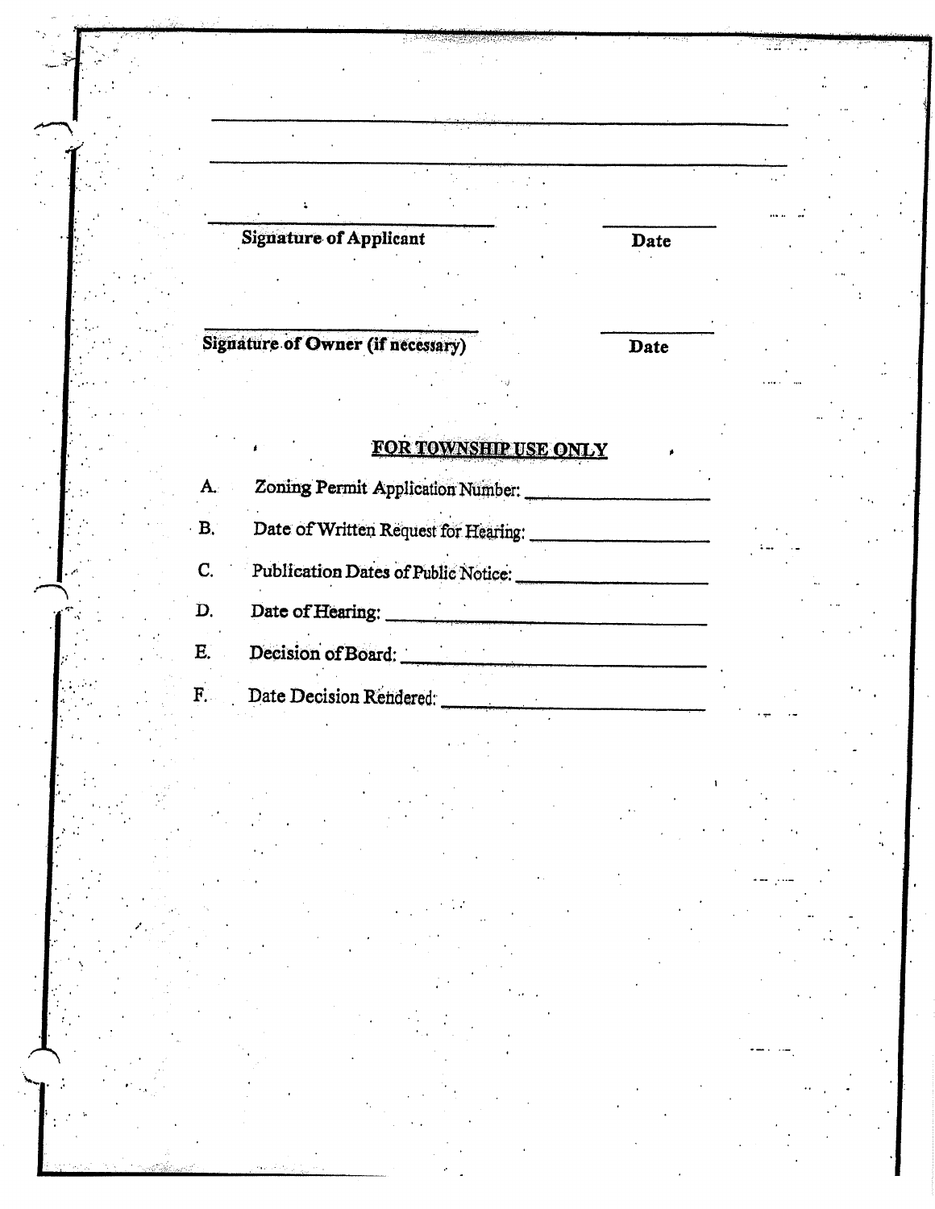\_\_\_\_\_\_\_\_\_\_\_\_\_\_\_\_\_\_\_\_\_\_\_\_\_\_\_\_\_\_\_\_\_\_\_\_\_\_\_\_\_\_\_\_\_\_\_\_\_\_\_\_\_\_\_\_\_\_\_\_

\_\_\_\_\_\_\_\_\_\_\_\_\_\_\_\_\_\_\_\_\_\_\_\_\_\_\_\_\_\_\_\_\_\_\_\_\_\_\_\_\_\_\_\_\_\_\_\_\_\_\_\_\_\_\_\_\_\_\_\_

\_\_\_\_\_\_\_\_\_\_\_\_\_\_\_\_\_\_\_\_\_\_\_\_\_\_\_\_\_\_\_\_ \_\_\_\_\_\_\_\_\_\_\_\_\_\_

**Signature of Applicant** **Date**

\_\_\_\_\_\_\_\_\_\_\_\_\_\_\_\_\_\_\_\_\_\_\_\_\_\_\_\_\_\_\_\_ \_\_\_\_\_\_\_\_\_\_\_\_\_\_

**Signature of Owner (if necessary)** **Date**

**FOR TOWNSHIP USE ONLY**

A. Zoning Permit Application Number: \_\_\_\_\_\_\_\_\_\_\_\_\_\_\_\_\_\_\_\_

B. Date of Written Request for Hearing: \_\_\_\_\_\_\_\_\_\_\_\_\_\_\_\_\_\_\_\_

C. Publication Dates of Public Notice: \_\_\_\_\_\_\_\_\_\_\_\_\_\_\_\_\_\_\_\_

D. Date of Hearing: \_\_\_\_\_\_\_\_\_\_\_\_\_\_\_\_\_\_\_\_\_\_\_\_\_\_\_\_\_\_\_\_

E. Decision of Board: \_\_\_\_\_\_\_\_\_\_\_\_\_\_\_\_\_\_\_\_\_\_\_\_\_\_\_\_\_\_\_\_

F. Date Decision Rendered: \_\_\_\_\_\_\_\_\_\_\_\_\_\_\_\_\_\_\_\_\_\_\_\_\_\_\_\_